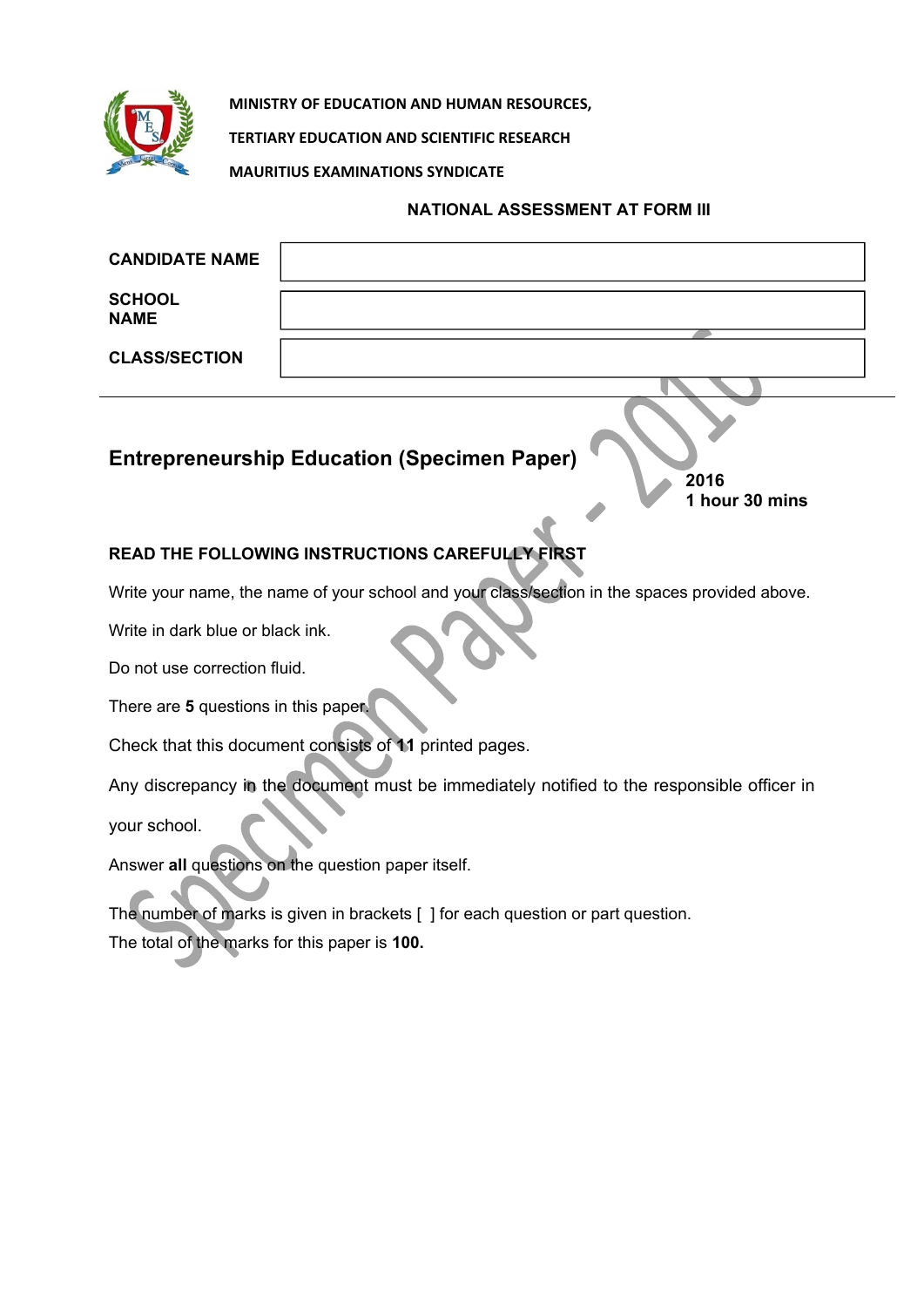MINISTRY OF EDUCATION AND HUMAN RESOURCES,

TERTIARY EDUCATION AND SCIENTIFIC RESEARCH

MAURITIUS EXAMINATIONS SYNDICATE

**NATIONAL ASSESSMENT AT FORM III**

| | |
|---|---|
| **CANDIDATE NAME** | |
| **SCHOOL NAME** | |
| **CLASS/SECTION** | |

## Entrepreneurship Education (Specimen Paper)

**2016**
**1 hour 30 mins**

**READ THE FOLLOWING INSTRUCTIONS CAREFULLY FIRST**

Write your name, the name of your school and your class/section in the spaces provided above.

Write in dark blue or black ink.

Do not use correction fluid.

There are **5** questions in this paper.

Check that this document consists of **11** printed pages.

Any discrepancy in the document must be immediately notified to the responsible officer in your school.

Answer **all** questions on the question paper itself.

The number of marks is given in brackets [ ] for each question or part question.
The total of the marks for this paper is **100.**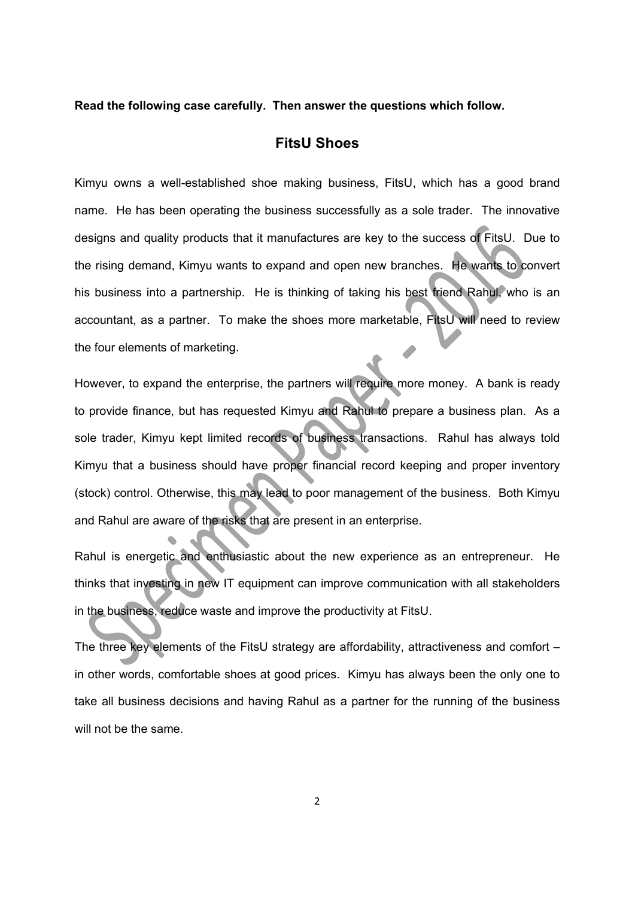**Read the following case carefully. Then answer the questions which follow.**

## FitsU Shoes

Kimyu owns a well-established shoe making business, FitsU, which has a good brand name. He has been operating the business successfully as a sole trader. The innovative designs and quality products that it manufactures are key to the success of FitsU. Due to the rising demand, Kimyu wants to expand and open new branches. He wants to convert his business into a partnership. He is thinking of taking his best friend Rahul, who is an accountant, as a partner. To make the shoes more marketable, FitsU will need to review the four elements of marketing.

However, to expand the enterprise, the partners will require more money. A bank is ready to provide finance, but has requested Kimyu and Rahul to prepare a business plan. As a sole trader, Kimyu kept limited records of business transactions. Rahul has always told Kimyu that a business should have proper financial record keeping and proper inventory (stock) control. Otherwise, this may lead to poor management of the business. Both Kimyu and Rahul are aware of the risks that are present in an enterprise.

Rahul is energetic and enthusiastic about the new experience as an entrepreneur. He thinks that investing in new IT equipment can improve communication with all stakeholders in the business, reduce waste and improve the productivity at FitsU.

The three key elements of the FitsU strategy are affordability, attractiveness and comfort – in other words, comfortable shoes at good prices. Kimyu has always been the only one to take all business decisions and having Rahul as a partner for the running of the business will not be the same.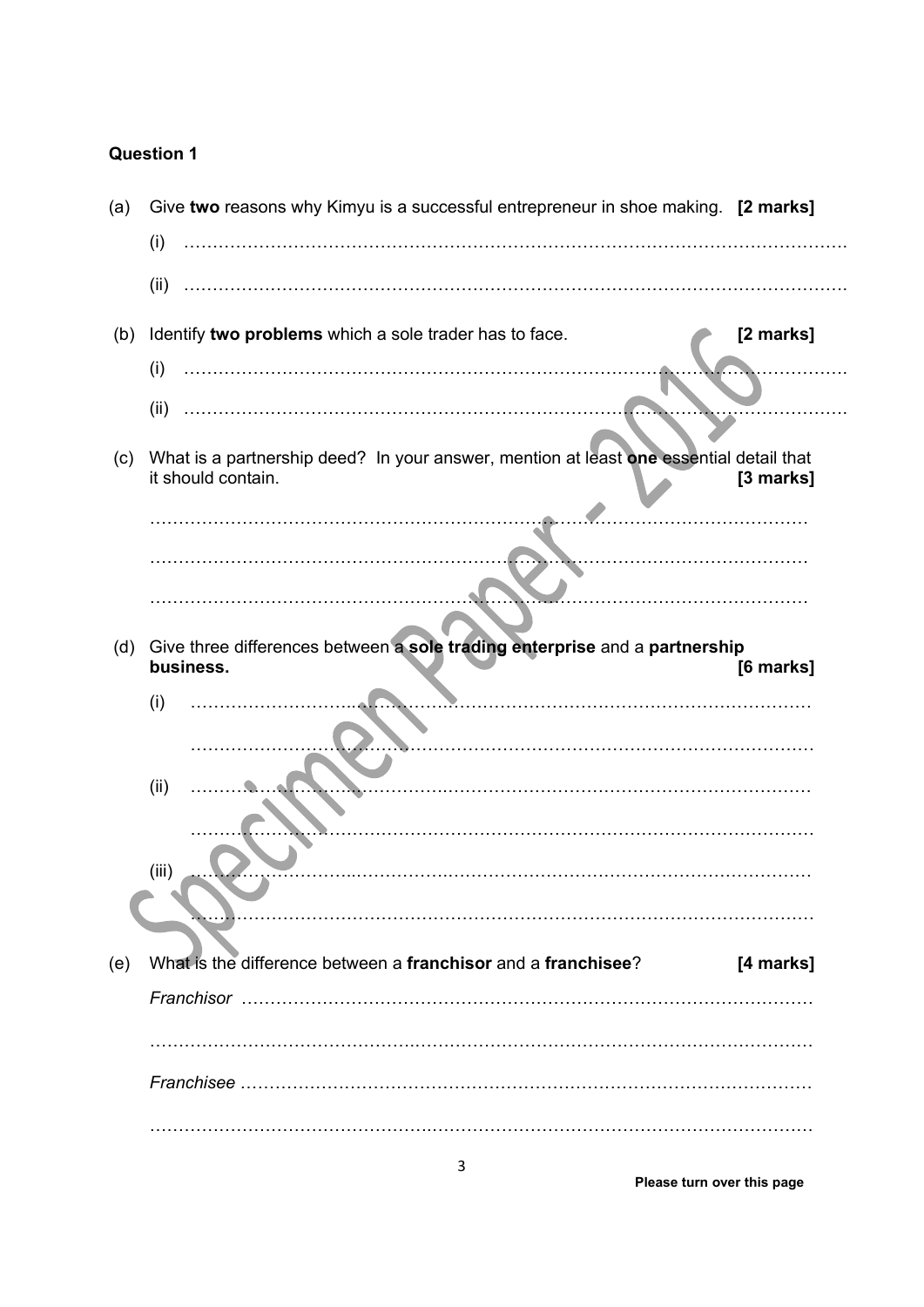**Question 1**

(a) Give **two** reasons why Kimyu is a successful entrepreneur in shoe making. **[2 marks]**

(i) …………………………………………………………………………………………………

(ii) …………………………………………………………………………………………………

(b) Identify **two problems** which a sole trader has to face. **[2 marks]**

(i) …………………………………………………………………………………………………

(ii) …………………………………………………………………………………………………

(c) What is a partnership deed? In your answer, mention at least **one** essential detail that it should contain. **[3 marks]**

…………………………………………………………………………………………………

…………………………………………………………………………………………………

…………………………………………………………………………………………………

(d) Give three differences between a **sole trading enterprise** and a **partnership business.** **[6 marks]**

(i) …………………………………………………………………………………………………

…………………………………………………………………………………………………

(ii) …………………………………………………………………………………………………

…………………………………………………………………………………………………

(iii) …………………………………………………………………………………………………

…………………………………………………………………………………………………

(e) What is the difference between a **franchisor** and a **franchisee**? **[4 marks]**

*Franchisor* …………………………………………………………………………………………

…………………………………………………………………………………………………

*Franchisee* …………………………………………………………………………………………

…………………………………………………………………………………………………

**Please turn over this page**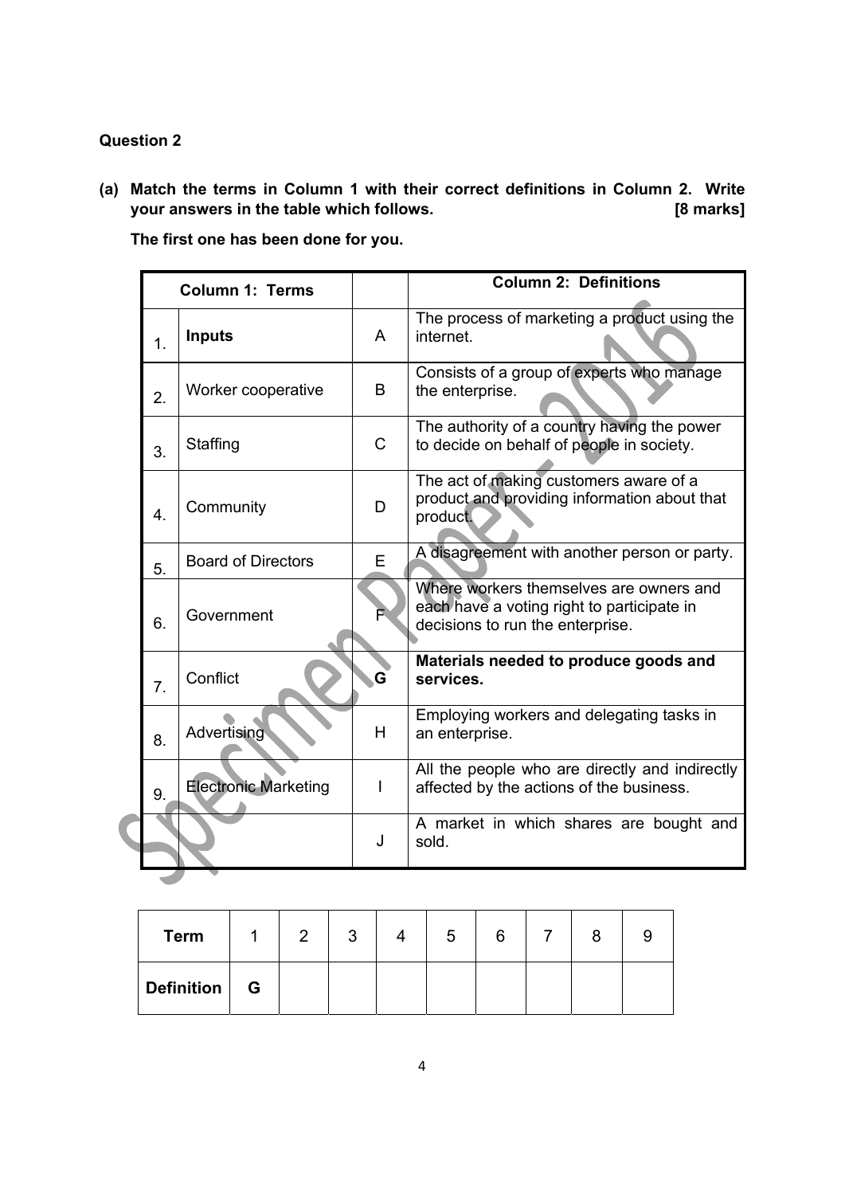**Question 2**

**(a) Match the terms in Column 1 with their correct definitions in Column 2. Write your answers in the table which follows. [8 marks]**

**The first one has been done for you.**

| | Column 1: Terms | | Column 2: Definitions |
|---|---|---|---|
| 1. | **Inputs** | A | The process of marketing a product using the internet. |
| 2. | Worker cooperative | B | Consists of a group of experts who manage the enterprise. |
| 3. | Staffing | C | The authority of a country having the power to decide on behalf of people in society. |
| 4. | Community | D | The act of making customers aware of a product and providing information about that product. |
| 5. | Board of Directors | E | A disagreement with another person or party. |
| 6. | Government | F | Where workers themselves are owners and each have a voting right to participate in decisions to run the enterprise. |
| 7. | Conflict | **G** | **Materials needed to produce goods and services.** |
| 8. | Advertising | H | Employing workers and delegating tasks in an enterprise. |
| 9. | Electronic Marketing | I | All the people who are directly and indirectly affected by the actions of the business. |
| | | J | A market in which shares are bought and sold. |

| Term | 1 | 2 | 3 | 4 | 5 | 6 | 7 | 8 | 9 |
|---|---|---|---|---|---|---|---|---|---|
| Definition | G | | | | | | | | |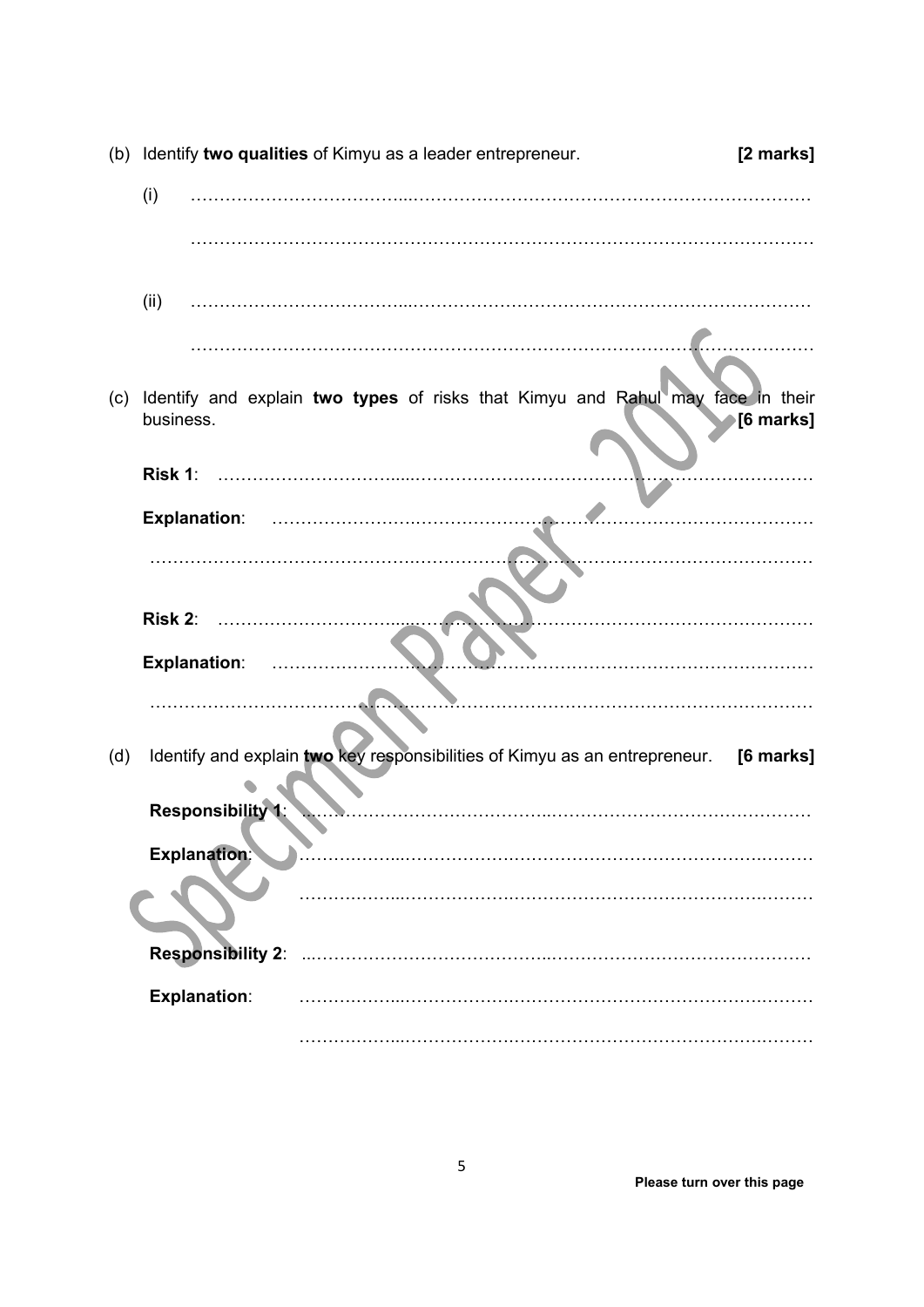(b) Identify **two qualities** of Kimyu as a leader entrepreneur. **[2 marks]**

(i) ……………………………………………………………………………………………

……………………………………………………………………………………………

(ii) ……………………………………………………………………………………………

……………………………………………………………………………………………

(c) Identify and explain **two types** of risks that Kimyu and Rahul may face in their business. **[6 marks]**

**Risk 1**: ……………………………………………………………………………………

**Explanation**: ……………………………………………………………………………

……………………………………………………………………………………………

**Risk 2**: ……………………………………………………………………………………

**Explanation**: ……………………………………………………………………………

……………………………………………………………………………………………

(d) Identify and explain **two** key responsibilities of Kimyu as an entrepreneur. **[6 marks]**

**Responsibility 1**: ……………………………………………………………………

**Explanation**: ……………………………………………………………………………

……………………………………………………………………………………………

**Responsibility 2**: ……………………………………………………………………

**Explanation**: ……………………………………………………………………………

……………………………………………………………………………………………

**Please turn over this page**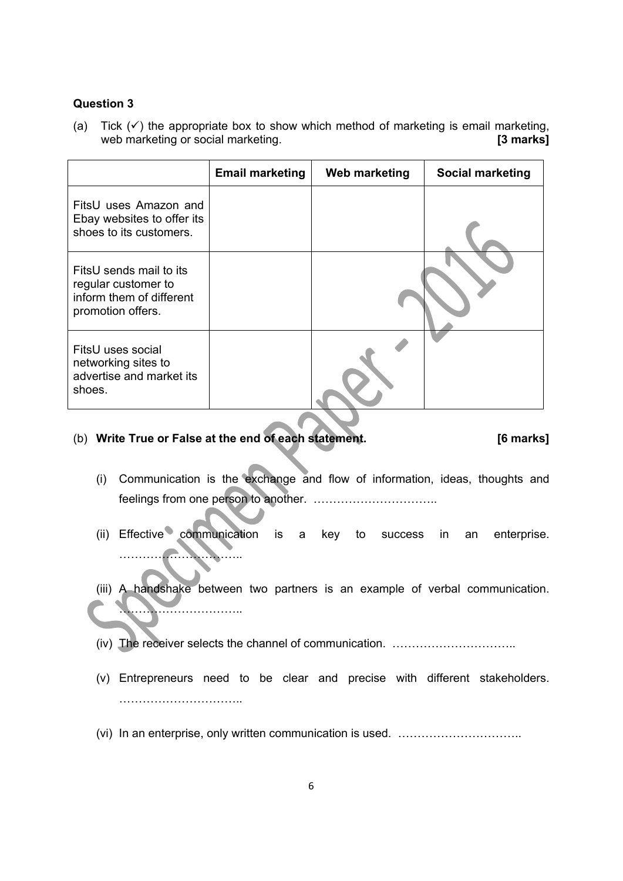**Question 3**

(a) Tick (✓) the appropriate box to show which method of marketing is email marketing, web marketing or social marketing. **[3 marks]**

| | Email marketing | Web marketing | Social marketing |
|---|---|---|---|
| FitsU uses Amazon and Ebay websites to offer its shoes to its customers. | | | |
| FitsU sends mail to its regular customer to inform them of different promotion offers. | | | |
| FitsU uses social networking sites to advertise and market its shoes. | | | |

(b) **Write True or False at the end of each statement.** **[6 marks]**

(i) Communication is the exchange and flow of information, ideas, thoughts and feelings from one person to another. …………………………..

(ii) Effective communication is a key to success in an enterprise. …………………………..

(iii) A handshake between two partners is an example of verbal communication. …………………………..

(iv) The receiver selects the channel of communication. …………………………..

(v) Entrepreneurs need to be clear and precise with different stakeholders. …………………………..

(vi) In an enterprise, only written communication is used. …………………………..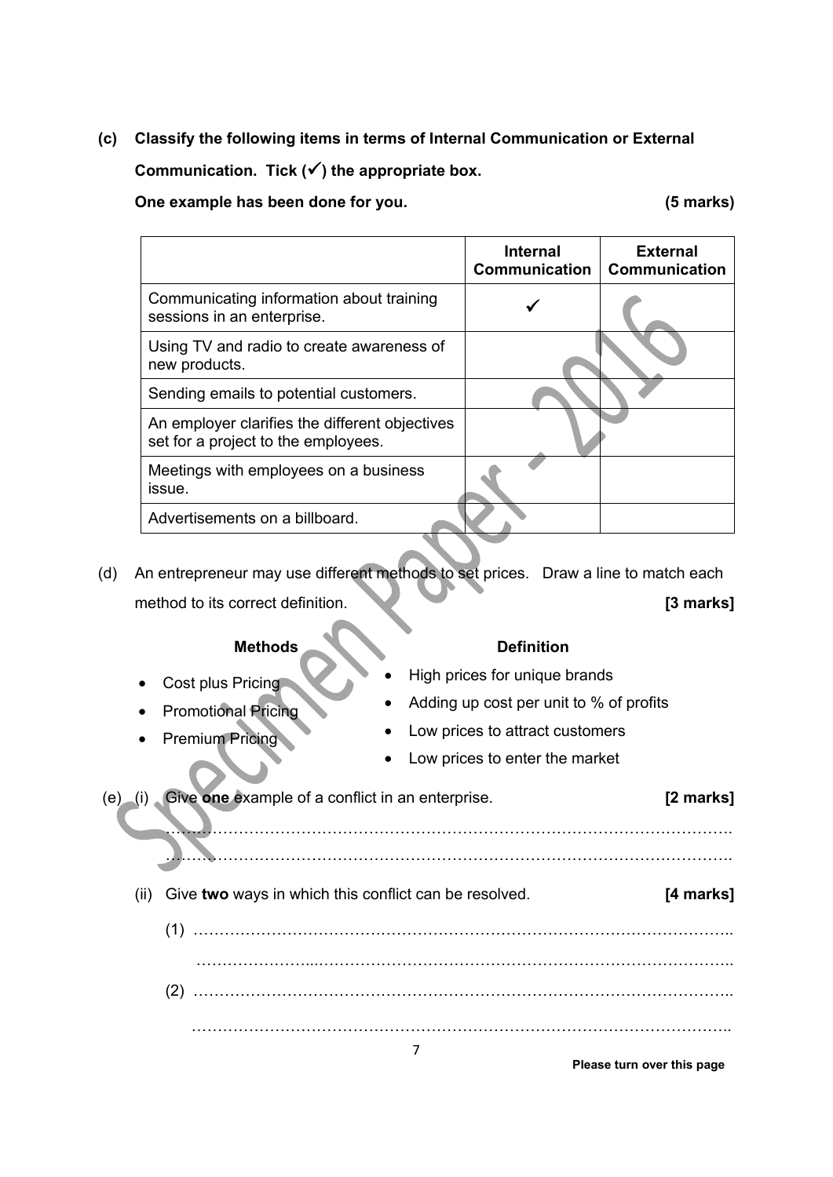**(c) Classify the following items in terms of Internal Communication or External Communication. Tick (✓) the appropriate box.**

**One example has been done for you. (5 marks)**

| | Internal Communication | External Communication |
|---|---|---|
| Communicating information about training sessions in an enterprise. | ✓ | |
| Using TV and radio to create awareness of new products. | | |
| Sending emails to potential customers. | | |
| An employer clarifies the different objectives set for a project to the employees. | | |
| Meetings with employees on a business issue. | | |
| Advertisements on a billboard. | | |

(d) An entrepreneur may use different methods to set prices. Draw a line to match each method to its correct definition. **[3 marks]**

| **Methods** | **Definition** |
|---|---|
| • Cost plus Pricing | • High prices for unique brands |
| • Promotional Pricing | • Adding up cost per unit to % of profits |
| • Premium Pricing | • Low prices to attract customers |
| | • Low prices to enter the market |

(e) (i) Give **one** example of a conflict in an enterprise. **[2 marks]**

……………………………………………………………………………………………

……………………………………………………………………………………………

(ii) Give **two** ways in which this conflict can be resolved. **[4 marks]**

(1) ……………………………………………………………………………………

……………………………………………………………………………………

(2) ……………………………………………………………………………………

……………………………………………………………………………………

Please turn over this page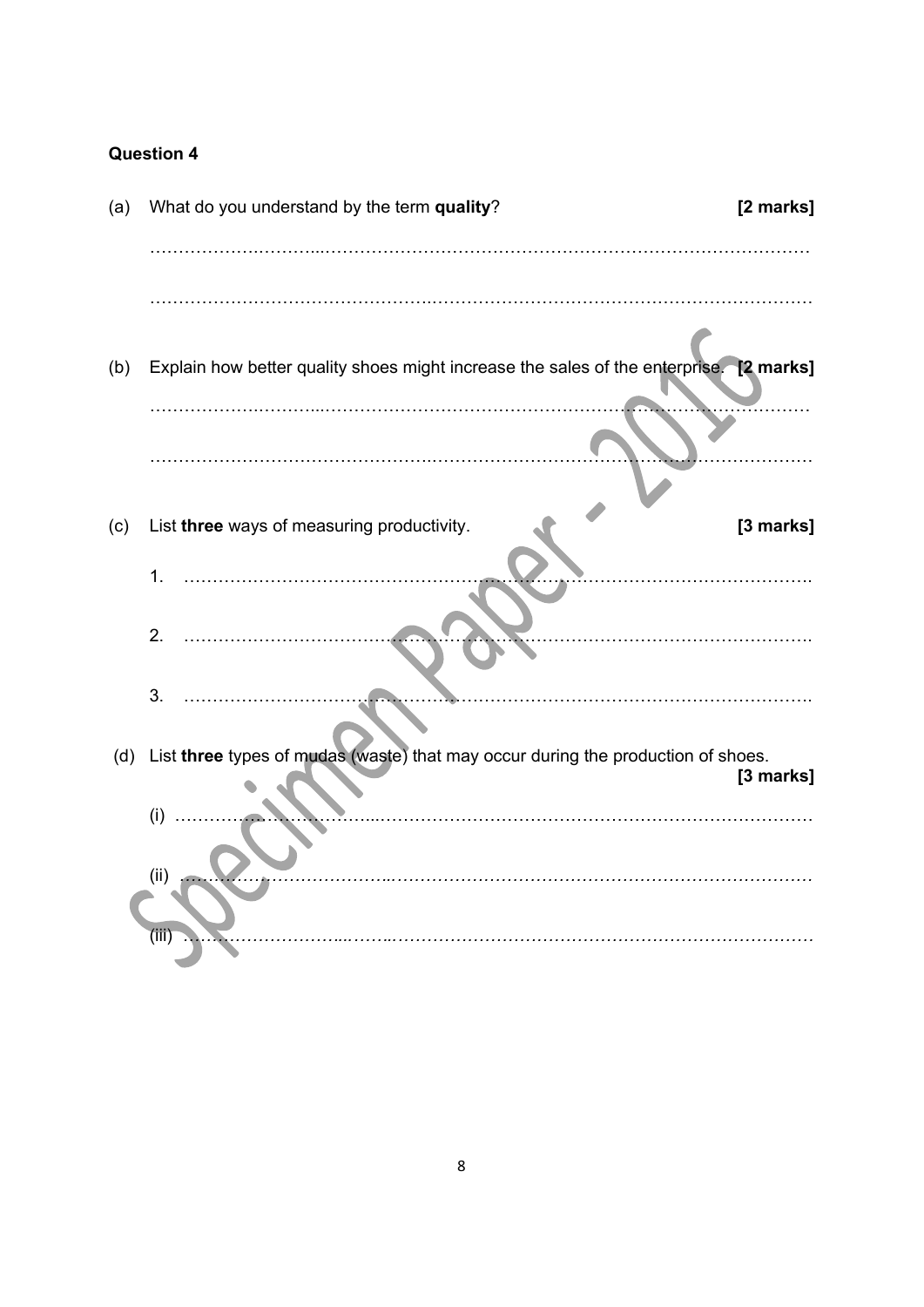**Question 4**

(a) What do you understand by the term **quality**? **[2 marks]**

…………………………………………………………………………………………………

…………………………………………………………………………………………………

(b) Explain how better quality shoes might increase the sales of the enterprise. **[2 marks]**

…………………………………………………………………………………………………

…………………………………………………………………………………………………

(c) List **three** ways of measuring productivity. **[3 marks]**

1. ……………………………………………………………………………………………

2. ……………………………………………………………………………………………

3. ……………………………………………………………………………………………

(d) List **three** types of mudas (waste) that may occur during the production of shoes. **[3 marks]**

(i) ……………………………………………………………………………………………

(ii) ……………………………………………………………………………………………

(iii) ……………………………………………………………………………………………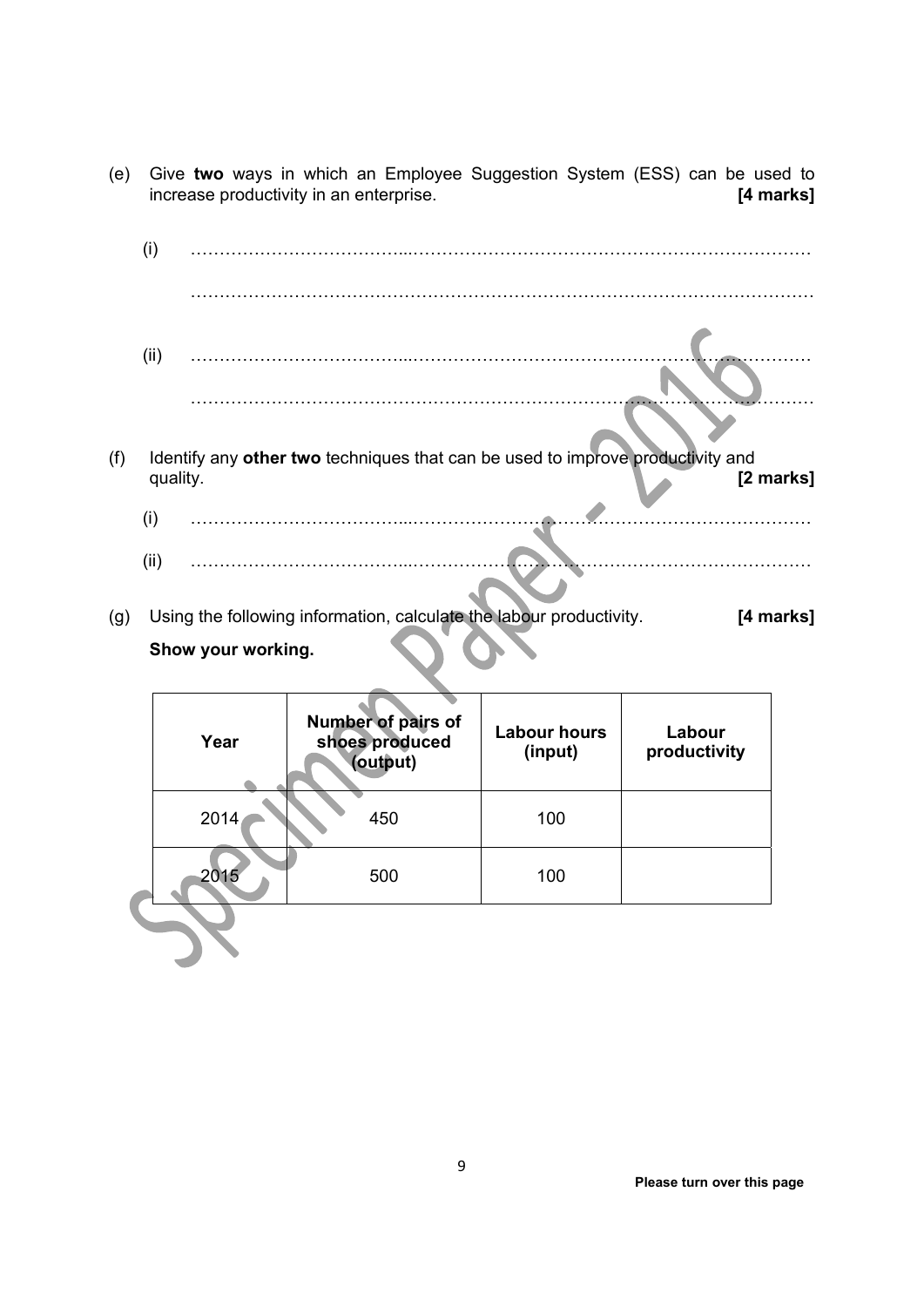(e) Give **two** ways in which an Employee Suggestion System (ESS) can be used to increase productivity in an enterprise. **[4 marks]**

(i) …………………………………………………………………………………………………

…………………………………………………………………………………………………

(ii) …………………………………………………………………………………………………

…………………………………………………………………………………………………

(f) Identify any **other two** techniques that can be used to improve productivity and quality. **[2 marks]**

(i) …………………………………………………………………………………………………

(ii) …………………………………………………………………………………………………

(g) Using the following information, calculate the labour productivity. **[4 marks]**

**Show your working.**

| Year | Number of pairs of shoes produced (output) | Labour hours (input) | Labour productivity |
|---|---|---|---|
| 2014 | 450 | 100 | |
| 2015 | 500 | 100 | |

**Please turn over this page**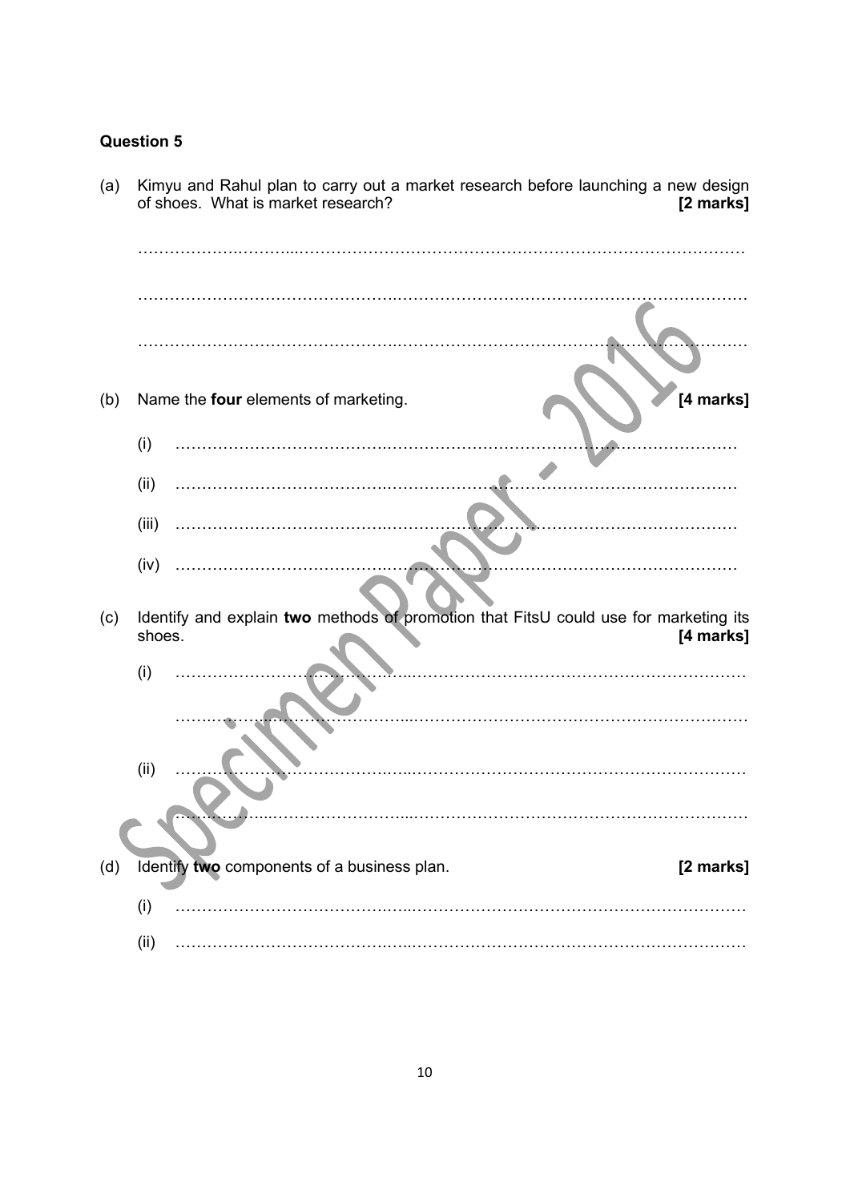**Question 5**

(a) Kimyu and Rahul plan to carry out a market research before launching a new design of shoes. What is market research? **[2 marks]**

……………………………………………………………………………………………………

……………………………………………………………………………………………………

……………………………………………………………………………………………………

(b) Name the **four** elements of marketing. **[4 marks]**

(i) ……………………………………………………………………………………………

(ii) ……………………………………………………………………………………………

(iii) ……………………………………………………………………………………………

(iv) ……………………………………………………………………………………………

(c) Identify and explain **two** methods of promotion that FitsU could use for marketing its shoes. **[4 marks]**

(i) ……………………………………………………………………………………………

……………………………………………………………………………………………

(ii) ……………………………………………………………………………………………

……………………………………………………………………………………………

(d) Identify **two** components of a business plan. **[2 marks]**

(i) ……………………………………………………………………………………………

(ii) ……………………………………………………………………………………………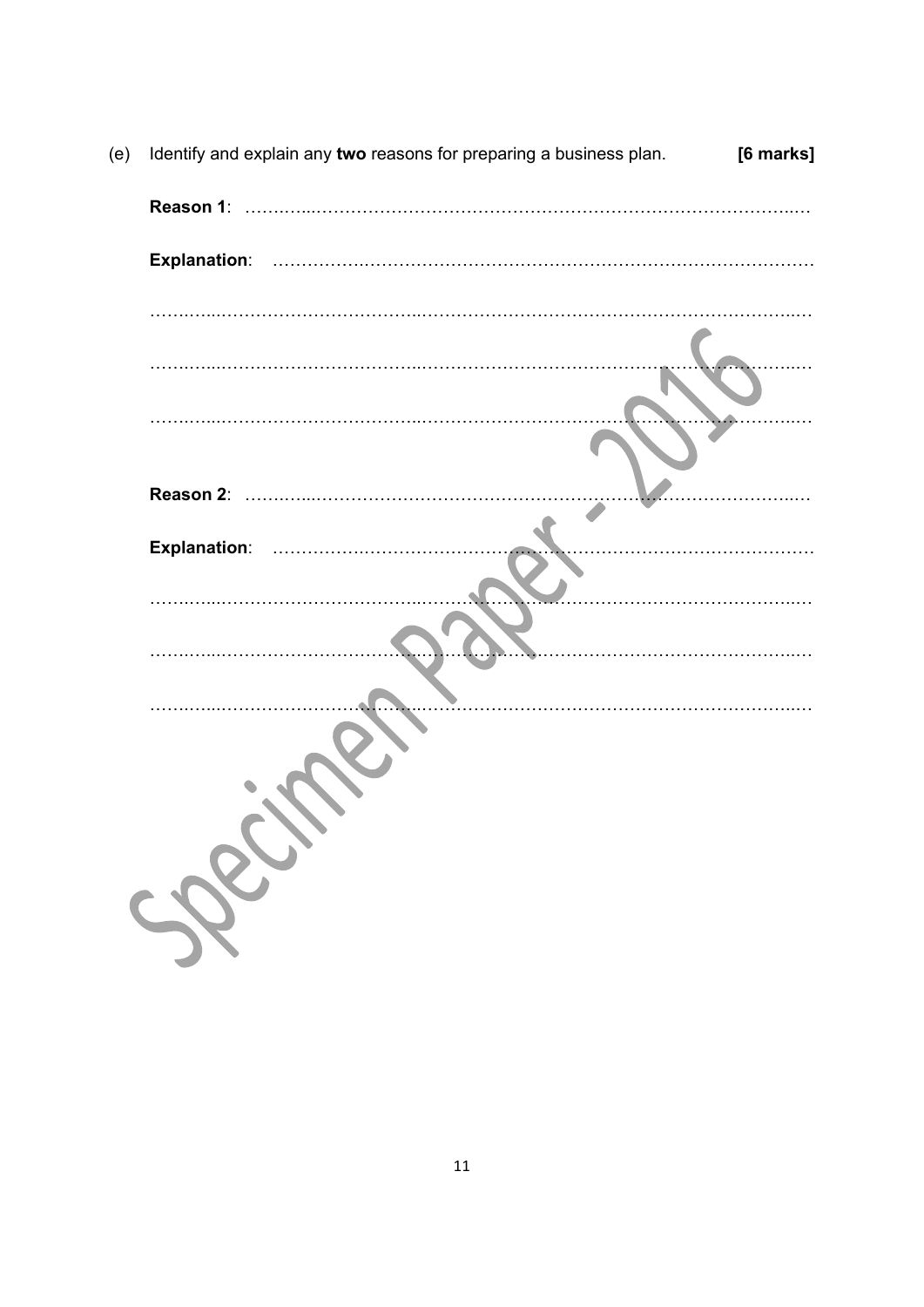(e) Identify and explain any **two** reasons for preparing a business plan. **[6 marks]**

**Reason 1**: ……………………………………………………………………………………

**Explanation**: ……………………………………………………………………………………

……………………………………………………………………………………………………

……………………………………………………………………………………………………

……………………………………………………………………………………………………

**Reason 2**: ……………………………………………………………………………………

**Explanation**: ……………………………………………………………………………………

……………………………………………………………………………………………………

……………………………………………………………………………………………………

……………………………………………………………………………………………………

Specimen Paper - 2016